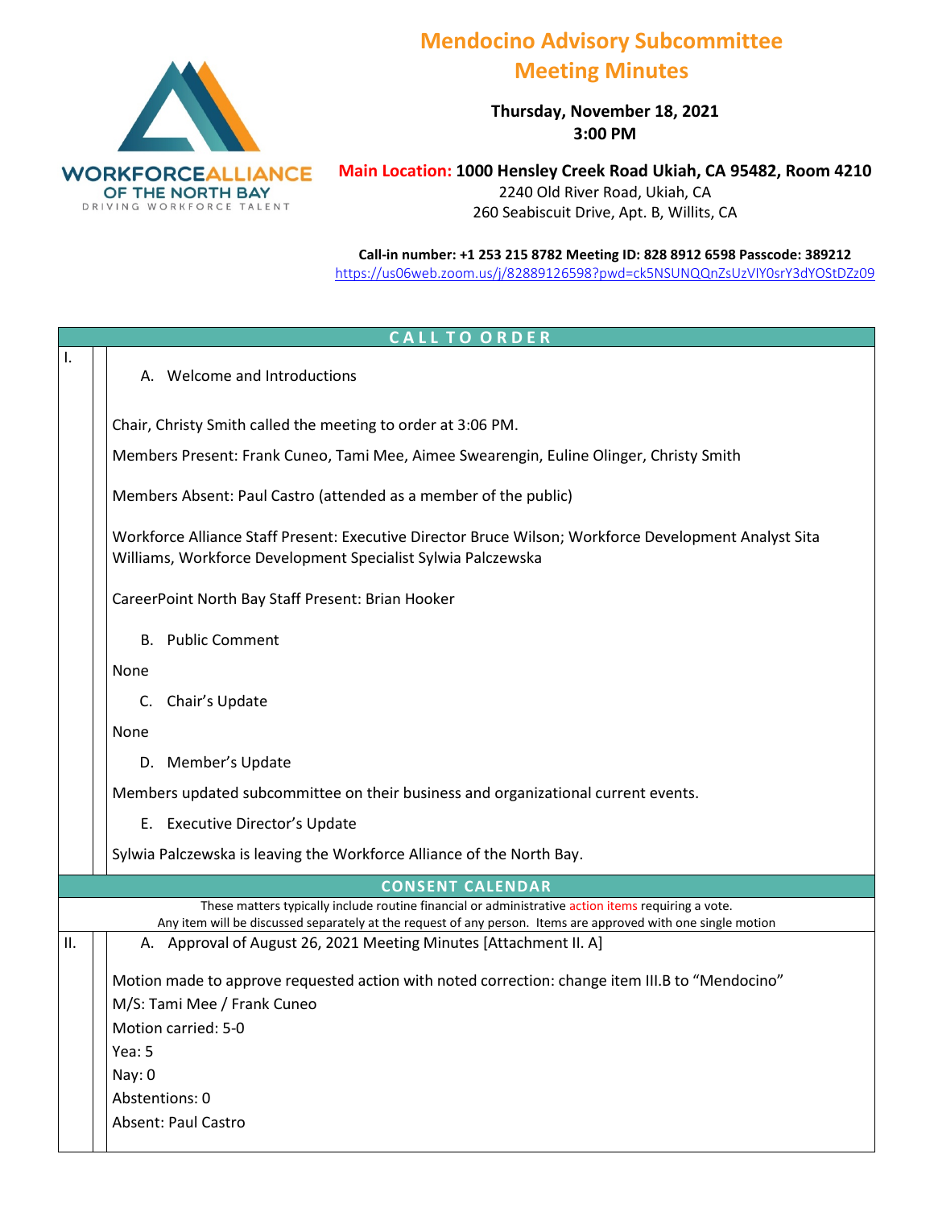WORKFORCE ALLIANCE OF THE NORTH BAY
DRIVING WORKFORCE TALENT

# Mendocino Advisory Subcommittee Meeting Minutes

**Thursday, November 18, 2021**
**3:00 PM**

**Main Location: 1000 Hensley Creek Road Ukiah, CA 95482, Room 4210**
2240 Old River Road, Ukiah, CA
260 Seabiscuit Drive, Apt. B, Willits, CA

**Call-in number: +1 253 215 8782 Meeting ID: 828 8912 6598 Passcode: 389212**
https://us06web.zoom.us/j/82889126598?pwd=ck5NSUNQQnZsUzVlY0srY3dYOStDZz09

## CALL TO ORDER

**I.**

A. Welcome and Introductions

Chair, Christy Smith called the meeting to order at 3:06 PM.

Members Present: Frank Cuneo, Tami Mee, Aimee Swearengin, Euline Olinger, Christy Smith

Members Absent: Paul Castro (attended as a member of the public)

Workforce Alliance Staff Present: Executive Director Bruce Wilson; Workforce Development Analyst Sita Williams, Workforce Development Specialist Sylwia Palczewska

CareerPoint North Bay Staff Present: Brian Hooker

B. Public Comment

None

C. Chair's Update

None

D. Member's Update

Members updated subcommittee on their business and organizational current events.

E. Executive Director's Update

Sylwia Palczewska is leaving the Workforce Alliance of the North Bay.

## CONSENT CALENDAR

These matters typically include routine financial or administrative action items requiring a vote.
Any item will be discussed separately at the request of any person. Items are approved with one single motion

**II.**

A. Approval of August 26, 2021 Meeting Minutes [Attachment II. A]

Motion made to approve requested action with noted correction: change item III.B to "Mendocino"
M/S: Tami Mee / Frank Cuneo
Motion carried: 5-0
Yea: 5
Nay: 0
Abstentions: 0
Absent: Paul Castro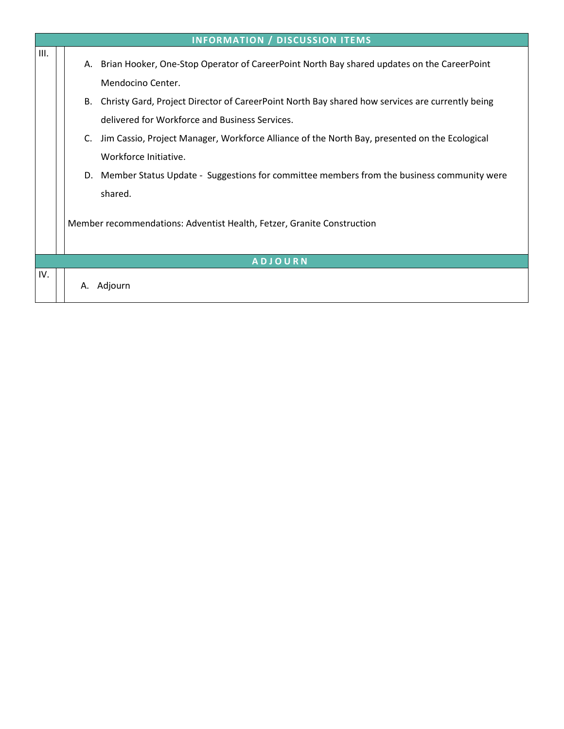## INFORMATION / DISCUSSION ITEMS

III.

A. Brian Hooker, One-Stop Operator of CareerPoint North Bay shared updates on the CareerPoint Mendocino Center.

B. Christy Gard, Project Director of CareerPoint North Bay shared how services are currently being delivered for Workforce and Business Services.

C. Jim Cassio, Project Manager, Workforce Alliance of the North Bay, presented on the Ecological Workforce Initiative.

D. Member Status Update - Suggestions for committee members from the business community were shared.

Member recommendations: Adventist Health, Fetzer, Granite Construction

## ADJOURN

IV.

A. Adjourn